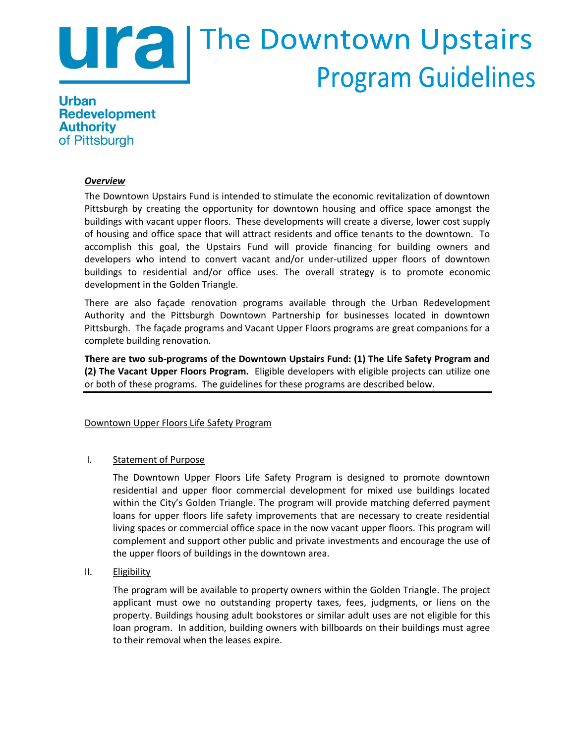# The Downtown Upstairs Program Guidelines

**Urban Redevelopment Authority of Pittsburgh**

***Overview***

The Downtown Upstairs Fund is intended to stimulate the economic revitalization of downtown Pittsburgh by creating the opportunity for downtown housing and office space amongst the buildings with vacant upper floors. These developments will create a diverse, lower cost supply of housing and office space that will attract residents and office tenants to the downtown. To accomplish this goal, the Upstairs Fund will provide financing for building owners and developers who intend to convert vacant and/or under-utilized upper floors of downtown buildings to residential and/or office uses. The overall strategy is to promote economic development in the Golden Triangle.

There are also façade renovation programs available through the Urban Redevelopment Authority and the Pittsburgh Downtown Partnership for businesses located in downtown Pittsburgh. The façade programs and Vacant Upper Floors programs are great companions for a complete building renovation.

**There are two sub-programs of the Downtown Upstairs Fund: (1) The Life Safety Program and (2) The Vacant Upper Floors Program.** Eligible developers with eligible projects can utilize one or both of these programs. The guidelines for these programs are described below.

---

## Downtown Upper Floors Life Safety Program

### I. Statement of Purpose

The Downtown Upper Floors Life Safety Program is designed to promote downtown residential and upper floor commercial development for mixed use buildings located within the City's Golden Triangle. The program will provide matching deferred payment loans for upper floors life safety improvements that are necessary to create residential living spaces or commercial office space in the now vacant upper floors. This program will complement and support other public and private investments and encourage the use of the upper floors of buildings in the downtown area.

### II. Eligibility

The program will be available to property owners within the Golden Triangle. The project applicant must owe no outstanding property taxes, fees, judgments, or liens on the property. Buildings housing adult bookstores or similar adult uses are not eligible for this loan program. In addition, building owners with billboards on their buildings must agree to their removal when the leases expire.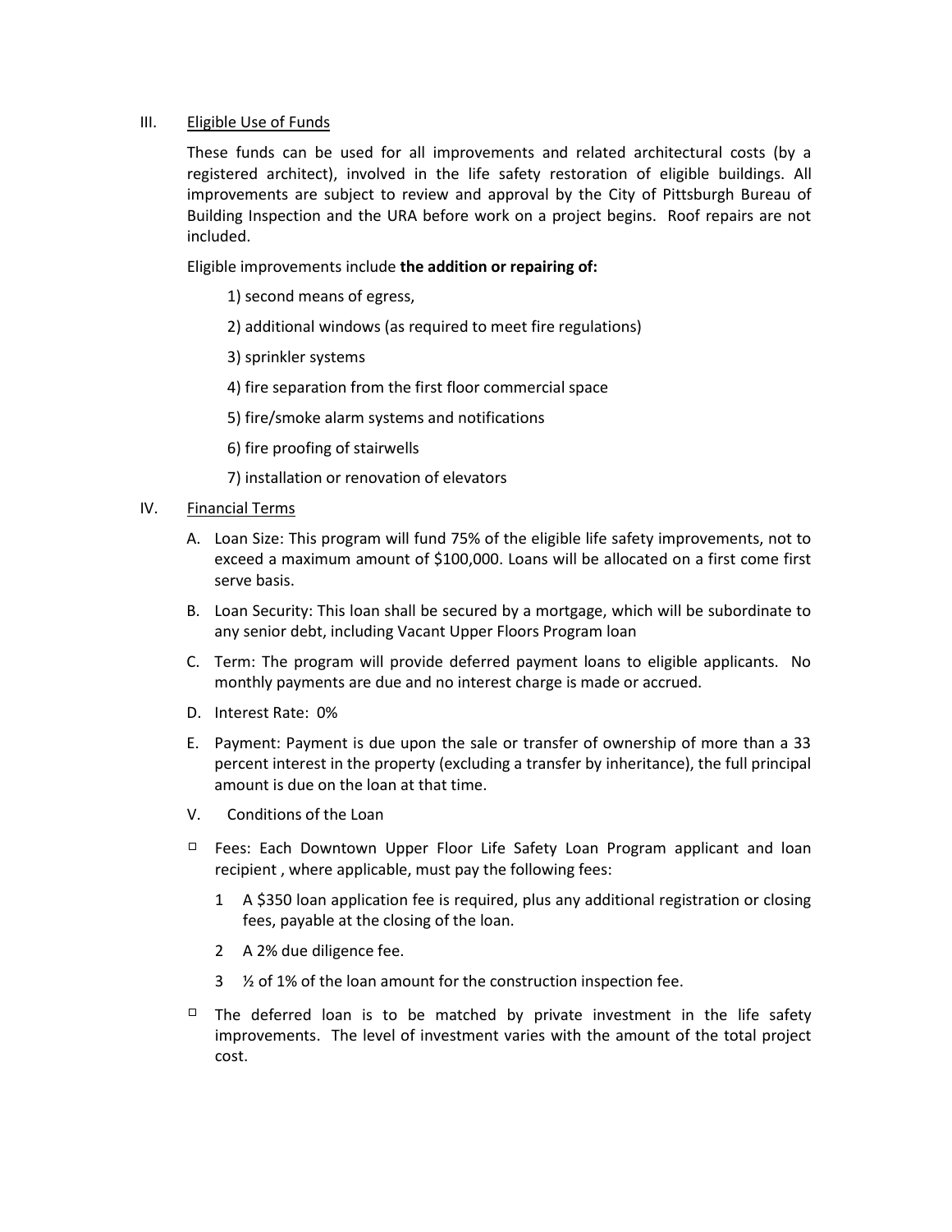## III. Eligible Use of Funds

These funds can be used for all improvements and related architectural costs (by a registered architect), involved in the life safety restoration of eligible buildings. All improvements are subject to review and approval by the City of Pittsburgh Bureau of Building Inspection and the URA before work on a project begins. Roof repairs are not included.

Eligible improvements include **the addition or repairing of:**

1) second means of egress,

2) additional windows (as required to meet fire regulations)

3) sprinkler systems

4) fire separation from the first floor commercial space

5) fire/smoke alarm systems and notifications

6) fire proofing of stairwells

7) installation or renovation of elevators

## IV. Financial Terms

A. Loan Size: This program will fund 75% of the eligible life safety improvements, not to exceed a maximum amount of $100,000. Loans will be allocated on a first come first serve basis.

B. Loan Security: This loan shall be secured by a mortgage, which will be subordinate to any senior debt, including Vacant Upper Floors Program loan

C. Term: The program will provide deferred payment loans to eligible applicants. No monthly payments are due and no interest charge is made or accrued.

D. Interest Rate: 0%

E. Payment: Payment is due upon the sale or transfer of ownership of more than a 33 percent interest in the property (excluding a transfer by inheritance), the full principal amount is due on the loan at that time.

## V. Conditions of the Loan

- Fees: Each Downtown Upper Floor Life Safety Loan Program applicant and loan recipient , where applicable, must pay the following fees:
  1. A $350 loan application fee is required, plus any additional registration or closing fees, payable at the closing of the loan.
  2. A 2% due diligence fee.
  3. ½ of 1% of the loan amount for the construction inspection fee.
- The deferred loan is to be matched by private investment in the life safety improvements. The level of investment varies with the amount of the total project cost.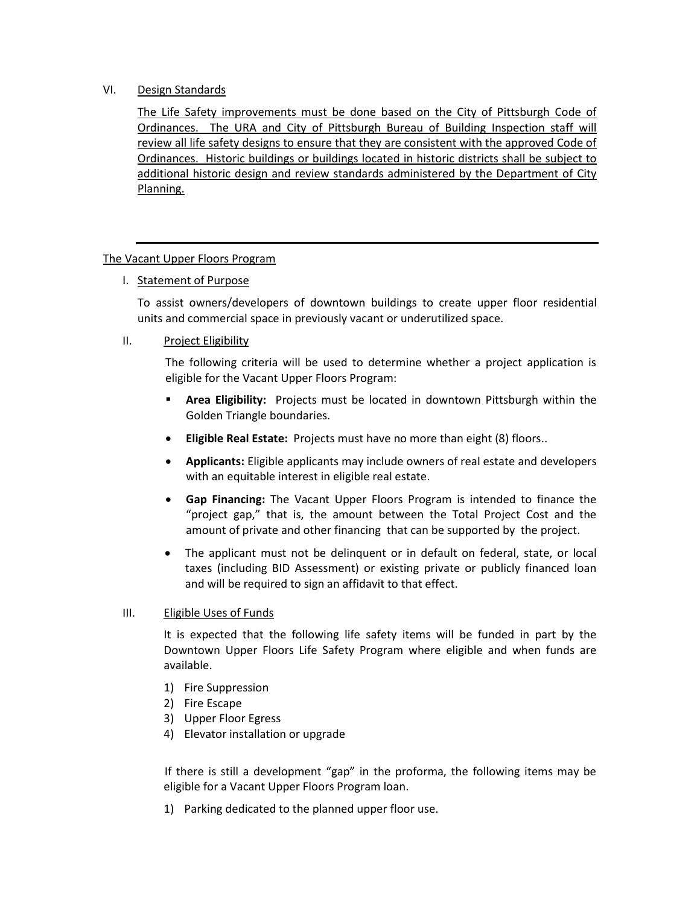## VI. Design Standards

The Life Safety improvements must be done based on the City of Pittsburgh Code of Ordinances. The URA and City of Pittsburgh Bureau of Building Inspection staff will review all life safety designs to ensure that they are consistent with the approved Code of Ordinances. Historic buildings or buildings located in historic districts shall be subject to additional historic design and review standards administered by the Department of City Planning.

---

# The Vacant Upper Floors Program

## I. Statement of Purpose

To assist owners/developers of downtown buildings to create upper floor residential units and commercial space in previously vacant or underutilized space.

## II. Project Eligibility

The following criteria will be used to determine whether a project application is eligible for the Vacant Upper Floors Program:

- **Area Eligibility:** Projects must be located in downtown Pittsburgh within the Golden Triangle boundaries.
- **Eligible Real Estate:** Projects must have no more than eight (8) floors..
- **Applicants:** Eligible applicants may include owners of real estate and developers with an equitable interest in eligible real estate.
- **Gap Financing:** The Vacant Upper Floors Program is intended to finance the "project gap," that is, the amount between the Total Project Cost and the amount of private and other financing that can be supported by the project.
- The applicant must not be delinquent or in default on federal, state, or local taxes (including BID Assessment) or existing private or publicly financed loan and will be required to sign an affidavit to that effect.

## III. Eligible Uses of Funds

It is expected that the following life safety items will be funded in part by the Downtown Upper Floors Life Safety Program where eligible and when funds are available.

1) Fire Suppression
2) Fire Escape
3) Upper Floor Egress
4) Elevator installation or upgrade

If there is still a development "gap" in the proforma, the following items may be eligible for a Vacant Upper Floors Program loan.

1) Parking dedicated to the planned upper floor use.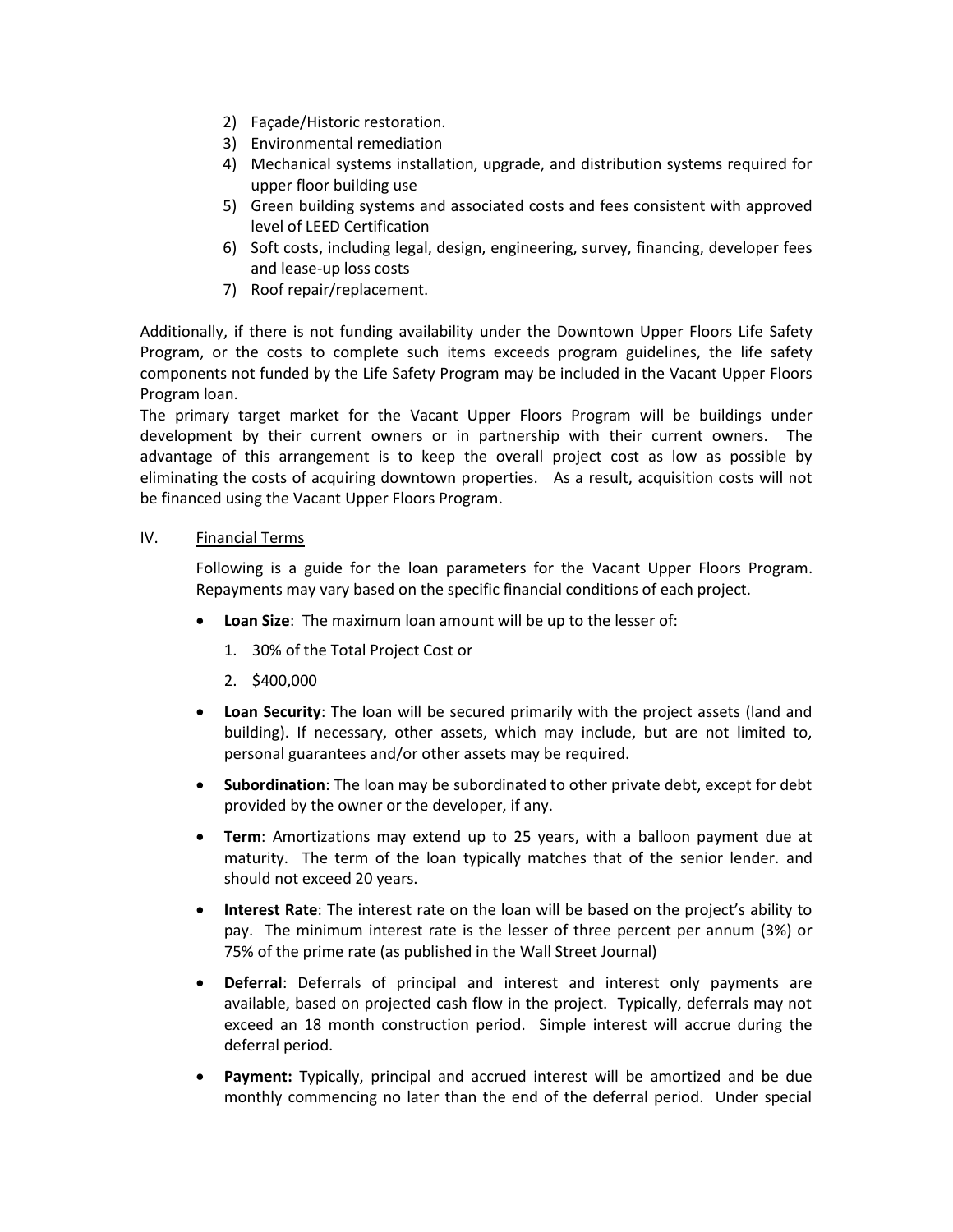2) Façade/Historic restoration.
3) Environmental remediation
4) Mechanical systems installation, upgrade, and distribution systems required for upper floor building use
5) Green building systems and associated costs and fees consistent with approved level of LEED Certification
6) Soft costs, including legal, design, engineering, survey, financing, developer fees and lease-up loss costs
7) Roof repair/replacement.

Additionally, if there is not funding availability under the Downtown Upper Floors Life Safety Program, or the costs to complete such items exceeds program guidelines, the life safety components not funded by the Life Safety Program may be included in the Vacant Upper Floors Program loan.

The primary target market for the Vacant Upper Floors Program will be buildings under development by their current owners or in partnership with their current owners. The advantage of this arrangement is to keep the overall project cost as low as possible by eliminating the costs of acquiring downtown properties. As a result, acquisition costs will not be financed using the Vacant Upper Floors Program.

## IV. Financial Terms

Following is a guide for the loan parameters for the Vacant Upper Floors Program. Repayments may vary based on the specific financial conditions of each project.

- **Loan Size**: The maximum loan amount will be up to the lesser of:
  1. 30% of the Total Project Cost or
  2. $400,000
- **Loan Security**: The loan will be secured primarily with the project assets (land and building). If necessary, other assets, which may include, but are not limited to, personal guarantees and/or other assets may be required.
- **Subordination**: The loan may be subordinated to other private debt, except for debt provided by the owner or the developer, if any.
- **Term**: Amortizations may extend up to 25 years, with a balloon payment due at maturity. The term of the loan typically matches that of the senior lender. and should not exceed 20 years.
- **Interest Rate**: The interest rate on the loan will be based on the project's ability to pay. The minimum interest rate is the lesser of three percent per annum (3%) or 75% of the prime rate (as published in the Wall Street Journal)
- **Deferral**: Deferrals of principal and interest and interest only payments are available, based on projected cash flow in the project. Typically, deferrals may not exceed an 18 month construction period. Simple interest will accrue during the deferral period.
- **Payment:** Typically, principal and accrued interest will be amortized and be due monthly commencing no later than the end of the deferral period. Under special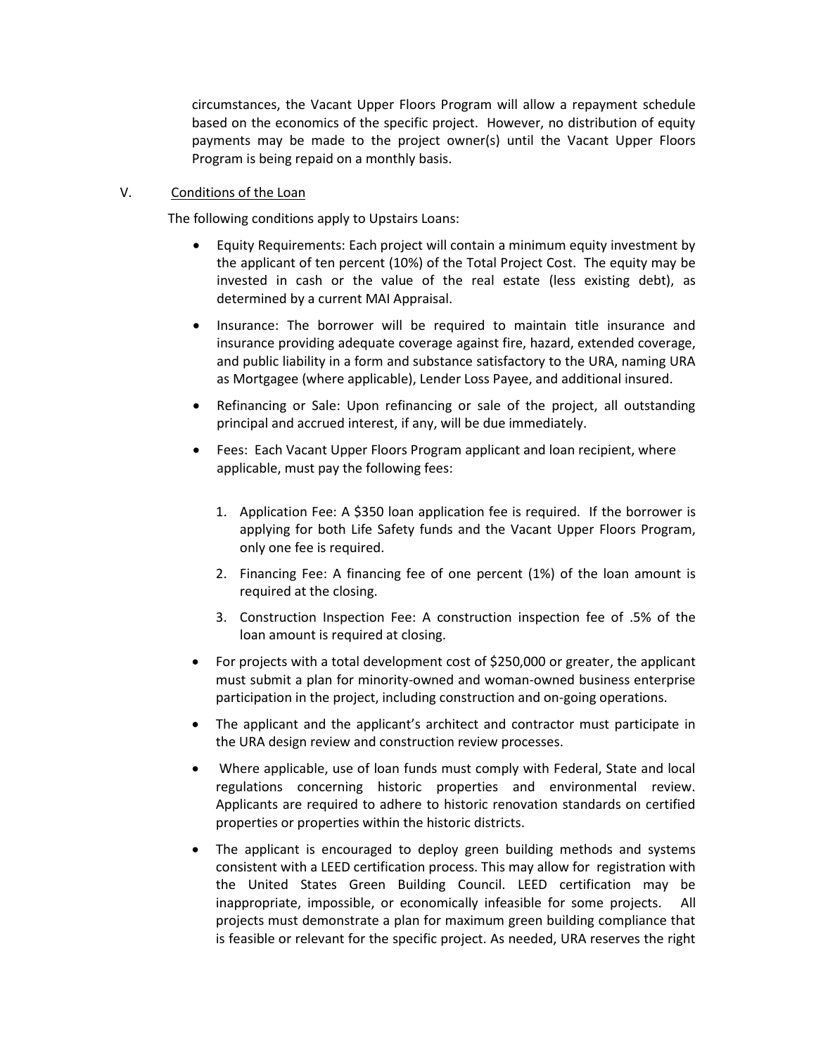circumstances, the Vacant Upper Floors Program will allow a repayment schedule based on the economics of the specific project. However, no distribution of equity payments may be made to the project owner(s) until the Vacant Upper Floors Program is being repaid on a monthly basis.

## V. Conditions of the Loan

The following conditions apply to Upstairs Loans:

- Equity Requirements: Each project will contain a minimum equity investment by the applicant of ten percent (10%) of the Total Project Cost. The equity may be invested in cash or the value of the real estate (less existing debt), as determined by a current MAI Appraisal.
- Insurance: The borrower will be required to maintain title insurance and insurance providing adequate coverage against fire, hazard, extended coverage, and public liability in a form and substance satisfactory to the URA, naming URA as Mortgagee (where applicable), Lender Loss Payee, and additional insured.
- Refinancing or Sale: Upon refinancing or sale of the project, all outstanding principal and accrued interest, if any, will be due immediately.
- Fees: Each Vacant Upper Floors Program applicant and loan recipient, where applicable, must pay the following fees:

  1. Application Fee: A $350 loan application fee is required. If the borrower is applying for both Life Safety funds and the Vacant Upper Floors Program, only one fee is required.
  2. Financing Fee: A financing fee of one percent (1%) of the loan amount is required at the closing.
  3. Construction Inspection Fee: A construction inspection fee of .5% of the loan amount is required at closing.

- For projects with a total development cost of $250,000 or greater, the applicant must submit a plan for minority-owned and woman-owned business enterprise participation in the project, including construction and on-going operations.
- The applicant and the applicant's architect and contractor must participate in the URA design review and construction review processes.
- Where applicable, use of loan funds must comply with Federal, State and local regulations concerning historic properties and environmental review. Applicants are required to adhere to historic renovation standards on certified properties or properties within the historic districts.
- The applicant is encouraged to deploy green building methods and systems consistent with a LEED certification process. This may allow for registration with the United States Green Building Council. LEED certification may be inappropriate, impossible, or economically infeasible for some projects. All projects must demonstrate a plan for maximum green building compliance that is feasible or relevant for the specific project. As needed, URA reserves the right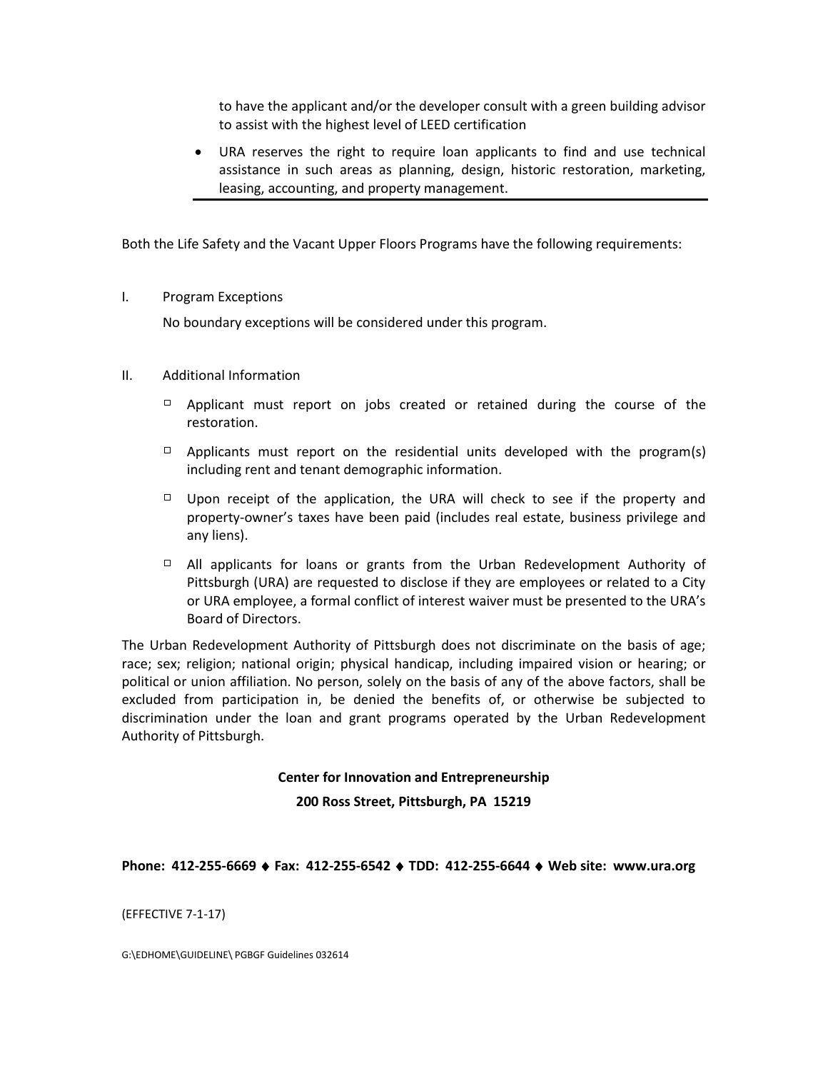to have the applicant and/or the developer consult with a green building advisor to assist with the highest level of LEED certification

- URA reserves the right to require loan applicants to find and use technical assistance in such areas as planning, design, historic restoration, marketing, leasing, accounting, and property management.

---

Both the Life Safety and the Vacant Upper Floors Programs have the following requirements:

I. Program Exceptions

No boundary exceptions will be considered under this program.

II. Additional Information

- Applicant must report on jobs created or retained during the course of the restoration.
- Applicants must report on the residential units developed with the program(s) including rent and tenant demographic information.
- Upon receipt of the application, the URA will check to see if the property and property-owner's taxes have been paid (includes real estate, business privilege and any liens).
- All applicants for loans or grants from the Urban Redevelopment Authority of Pittsburgh (URA) are requested to disclose if they are employees or related to a City or URA employee, a formal conflict of interest waiver must be presented to the URA's Board of Directors.

The Urban Redevelopment Authority of Pittsburgh does not discriminate on the basis of age; race; sex; religion; national origin; physical handicap, including impaired vision or hearing; or political or union affiliation. No person, solely on the basis of any of the above factors, shall be excluded from participation in, be denied the benefits of, or otherwise be subjected to discrimination under the loan and grant programs operated by the Urban Redevelopment Authority of Pittsburgh.

**Center for Innovation and Entrepreneurship**

**200 Ross Street, Pittsburgh, PA 15219**

**Phone: 412-255-6669 ♦ Fax: 412-255-6542 ♦ TDD: 412-255-6644 ♦ Web site: www.ura.org**

(EFFECTIVE 7-1-17)

G:\EDHOME\GUIDELINE\ PGBGF Guidelines 032614